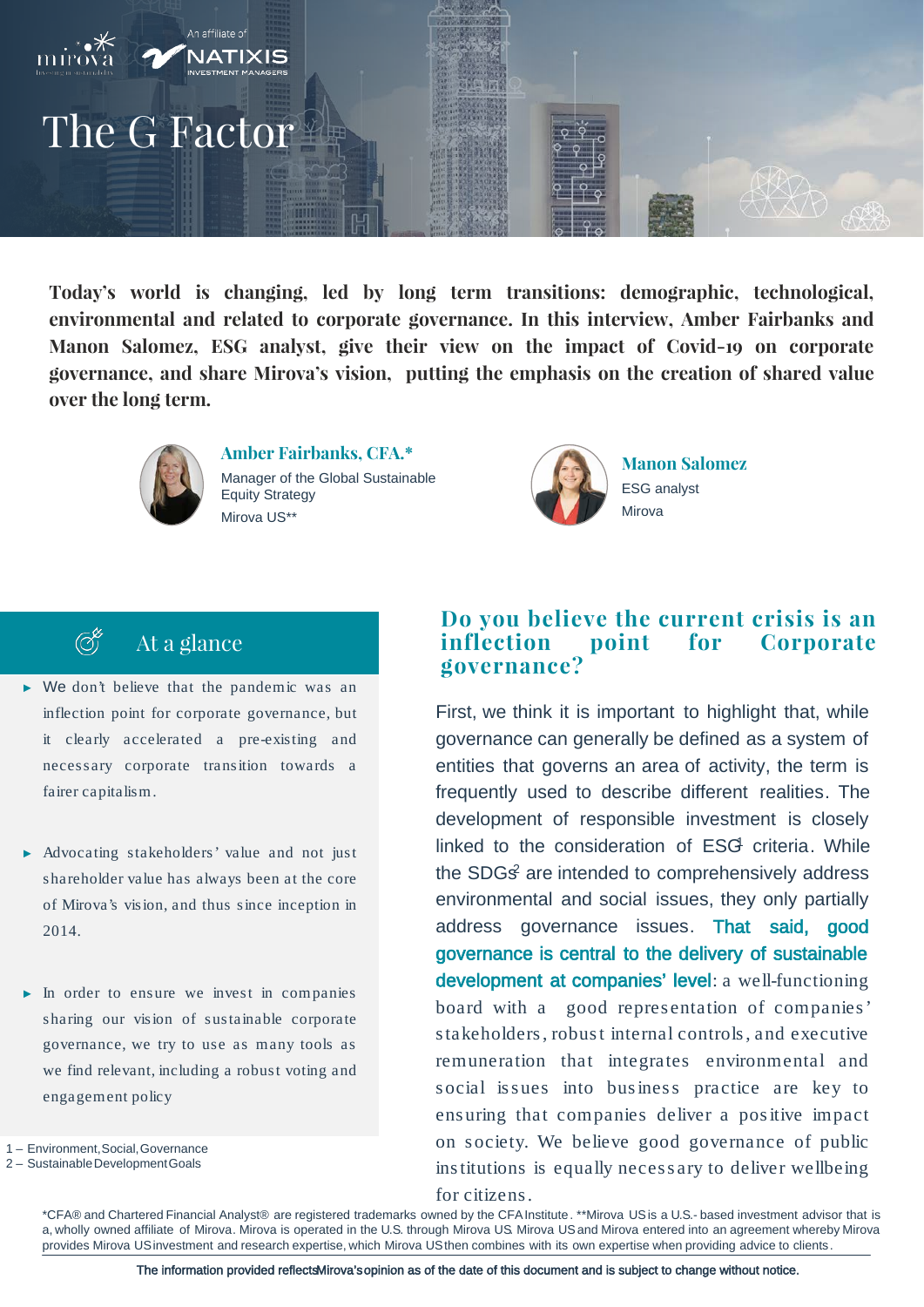# The G Factor

**Today's world is changing, led by long term transitions: demographic, technological, environmental and related to corporate governance. In this interview, Amber Fairbanks and Manon Salomez, ESG analyst, give their view on the impact of Covid-19 on corporate governance, and share Mirova's vision, putting the emphasis on the creation of shared value over the long term.**

**Amber Fairbanks, CFA.***
Manager of the Global Sustainable Equity Strategy
Mirova US**

**Manon Salomez**
ESG analyst
Mirova

## At a glance

- We don't believe that the pandemic was an inflection point for corporate governance, but it clearly accelerated a pre-existing and necessary corporate transition towards a fairer capitalism.
- Advocating stakeholders' value and not just shareholder value has always been at the core of Mirova's vision, and thus since inception in 2014.
- In order to ensure we invest in companies sharing our vision of sustainable corporate governance, we try to use as many tools as we find relevant, including a robust voting and engagement policy

1 – Environment, Social, Governance
2 – Sustainable Development Goals

## Do you believe the current crisis is an inflection point for Corporate governance?

First, we think it is important to highlight that, while governance can generally be defined as a system of entities that governs an area of activity, the term is frequently used to describe different realities. The development of responsible investment is closely linked to the consideration of ESG[1] criteria. While the SDGs[2] are intended to comprehensively address environmental and social issues, they only partially address governance issues. **That said, good governance is central to the delivery of sustainable development at companies' level**: a well-functioning board with a good representation of companies' stakeholders, robust internal controls, and executive remuneration that integrates environmental and social issues into business practice are key to ensuring that companies deliver a positive impact on society. We believe good governance of public institutions is equally necessary to deliver wellbeing for citizens.

*CFA® and Chartered Financial Analyst® are registered trademarks owned by the CFA Institute. **Mirova US is a U.S.-based investment advisor that is a, wholly owned affiliate of Mirova. Mirova is operated in the U.S. through Mirova US. Mirova US and Mirova entered into an agreement whereby Mirova provides Mirova US investment and research expertise, which Mirova US then combines with its own expertise when providing advice to clients.

The information provided reflects Mirova's opinion as of the date of this document and is subject to change without notice.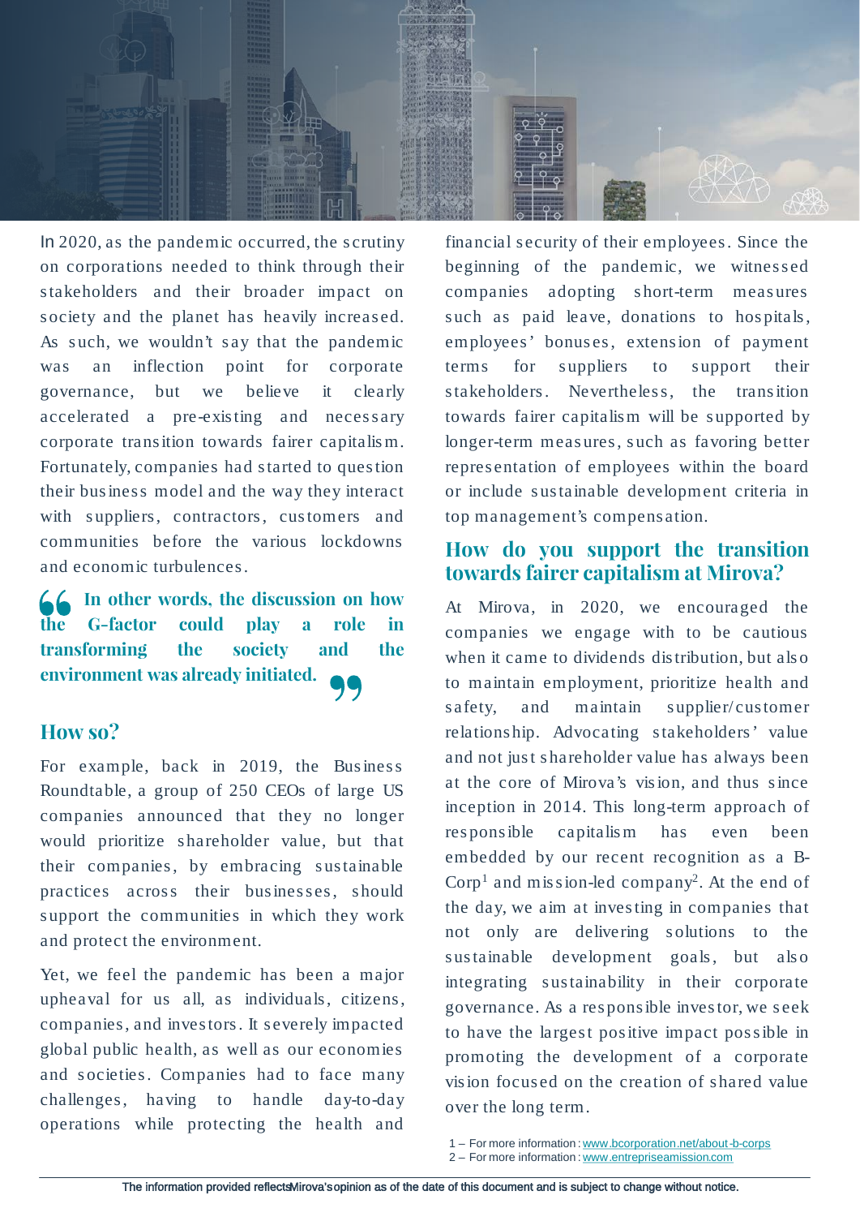In 2020, as the pandemic occurred, the scrutiny on corporations needed to think through their stakeholders and their broader impact on society and the planet has heavily increased. As such, we wouldn't say that the pandemic was an inflection point for corporate governance, but we believe it clearly accelerated a pre-existing and necessary corporate transition towards fairer capitalism. Fortunately, companies had started to question their business model and the way they interact with suppliers, contractors, customers and communities before the various lockdowns and economic turbulences.

> **In other words, the discussion on how the G-factor could play a role in transforming the society and the environment was already initiated.**

## How so?

For example, back in 2019, the Business Roundtable, a group of 250 CEOs of large US companies announced that they no longer would prioritize shareholder value, but that their companies, by embracing sustainable practices across their businesses, should support the communities in which they work and protect the environment.

Yet, we feel the pandemic has been a major upheaval for us all, as individuals, citizens, companies, and investors. It severely impacted global public health, as well as our economies and societies. Companies had to face many challenges, having to handle day-to-day operations while protecting the health and financial security of their employees. Since the beginning of the pandemic, we witnessed companies adopting short-term measures such as paid leave, donations to hospitals, employees' bonuses, extension of payment terms for suppliers to support their stakeholders. Nevertheless, the transition towards fairer capitalism will be supported by longer-term measures, such as favoring better representation of employees within the board or include sustainable development criteria in top management's compensation.

## How do you support the transition towards fairer capitalism at Mirova?

At Mirova, in 2020, we encouraged the companies we engage with to be cautious when it came to dividends distribution, but also to maintain employment, prioritize health and safety, and maintain supplier/customer relationship. Advocating stakeholders' value and not just shareholder value has always been at the core of Mirova's vision, and thus since inception in 2014. This long-term approach of responsible capitalism has even been embedded by our recent recognition as a B-Corp[1] and mission-led company[2]. At the end of the day, we aim at investing in companies that not only are delivering solutions to the sustainable development goals, but also integrating sustainability in their corporate governance. As a responsible investor, we seek to have the largest positive impact possible in promoting the development of a corporate vision focused on the creation of shared value over the long term.

1 – For more information : www.bcorporation.net/about-b-corps
2 – For more information : www.entrepriseamission.com

The information provided reflects Mirova's opinion as of the date of this document and is subject to change without notice.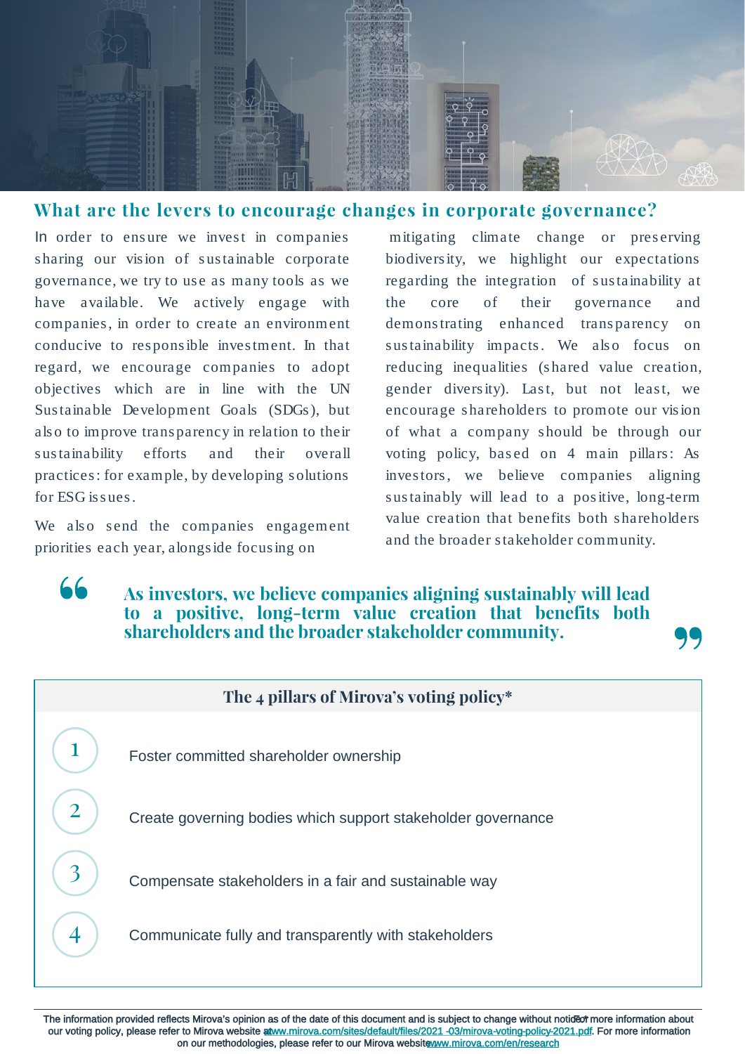## What are the levers to encourage changes in corporate governance?

In order to ensure we invest in companies sharing our vision of sustainable corporate governance, we try to use as many tools as we have available. We actively engage with companies, in order to create an environment conducive to responsible investment. In that regard, we encourage companies to adopt objectives which are in line with the UN Sustainable Development Goals (SDGs), but also to improve transparency in relation to their sustainability efforts and their overall practices: for example, by developing solutions for ESG issues.

We also send the companies engagement priorities each year, alongside focusing on mitigating climate change or preserving biodiversity, we highlight our expectations regarding the integration of sustainability at the core of their governance and demonstrating enhanced transparency on sustainability impacts. We also focus on reducing inequalities (shared value creation, gender diversity). Last, but not least, we encourage shareholders to promote our vision of what a company should be through our voting policy, based on 4 main pillars: As investors, we believe companies aligning sustainably will lead to a positive, long-term value creation that benefits both shareholders and the broader stakeholder community.

> **As investors, we believe companies aligning sustainably will lead to a positive, long-term value creation that benefits both shareholders and the broader stakeholder community.**

| The 4 pillars of Mirova's voting policy* | |
|---|---|
| 1 | Foster committed shareholder ownership |
| 2 | Create governing bodies which support stakeholder governance |
| 3 | Compensate stakeholders in a fair and sustainable way |
| 4 | Communicate fully and transparently with stakeholders |

The information provided reflects Mirova's opinion as of the date of this document and is subject to change without notice. *For more information about our voting policy, please refer to Mirova website at www.mirova.com/sites/default/files/2021-03/mirova-voting-policy-2021.pdf. For more information on our methodologies, please refer to our Mirova website www.mirova.com/en/research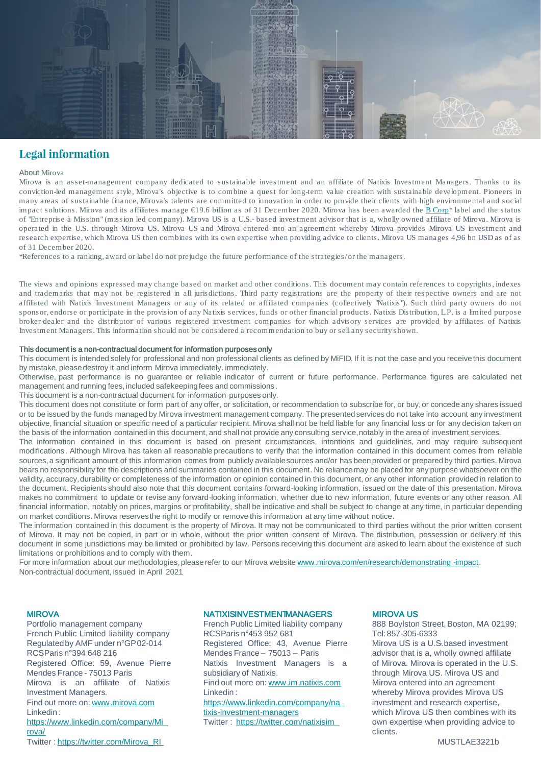## Legal information

About Mirova

Mirova is an asset-management company dedicated to sustainable investment and an affiliate of Natixis Investment Managers. Thanks to its conviction-led management style, Mirova's objective is to combine a quest for long-term value creation with sustainable development. Pioneers in many areas of sustainable finance, Mirova's talents are committed to innovation in order to provide their clients with high environmental and social impact solutions. Mirova and its affiliates manage €19.6 billion as of 31 December 2020. Mirova has been awarded the B Corp* label and the status of "Entreprise à Mission" (mission led company). Mirova US is a U.S.- based investment advisor that is a, wholly owned affiliate of Mirova. Mirova is operated in the U.S. through Mirova US. Mirova US and Mirova entered into an agreement whereby Mirova provides Mirova US investment and research expertise, which Mirova US then combines with its own expertise when providing advice to clients. Mirova US manages 4,96 bn USD as of as of 31 December 2020.

*References to a ranking, award or label do not prejudge the future performance of the strategies/or the managers.

The views and opinions expressed may change based on market and other conditions. This document may contain references to copyrights, indexes and trademarks that may not be registered in all jurisdictions. Third party registrations are the property of their respective owners and are not affiliated with Natixis Investment Managers or any of its related or affiliated companies (collectively "Natixis"). Such third party owners do not sponsor, endorse or participate in the provision of any Natixis services, funds or other financial products. Natixis Distribution, L.P. is a limited purpose broker-dealer and the distributor of various registered investment companies for which advisory services are provided by affiliates of Natixis Investment Managers. This information should not be considered a recommendation to buy or sell any security shown.

**This document is a non-contractual document for information purposes only**

This document is intended solely for professional and non professional clients as defined by MiFID. If it is not the case and you receive this document by mistake, please destroy it and inform Mirova immediately. immediately.

Otherwise, past performance is no guarantee or reliable indicator of current or future performance. Performance figures are calculated net management and running fees, included safekeeping fees and commissions.

This document is a non-contractual document for information purposes only.

This document does not constitute or form part of any offer, or solicitation, or recommendation to subscribe for, or buy, or concede any shares issued or to be issued by the funds managed by Mirova investment management company. The presented services do not take into account any investment objective, financial situation or specific need of a particular recipient. Mirova shall not be held liable for any financial loss or for any decision taken on the basis of the information contained in this document, and shall not provide any consulting service, notably in the area of investment services.

The information contained in this document is based on present circumstances, intentions and guidelines, and may require subsequent modifications. Although Mirova has taken all reasonable precautions to verify that the information contained in this document comes from reliable sources, a significant amount of this information comes from publicly available sources and/or has been provided or prepared by third parties. Mirova bears no responsibility for the descriptions and summaries contained in this document. No reliance may be placed for any purpose whatsoever on the validity, accuracy, durability or completeness of the information or opinion contained in this document, or any other information provided in relation to the document. Recipients should also note that this document contains forward-looking information, issued on the date of this presentation. Mirova makes no commitment to update or revise any forward-looking information, whether due to new information, future events or any other reason. All financial information, notably on prices, margins or profitability, shall be indicative and shall be subject to change at any time, in particular depending on market conditions. Mirova reserves the right to modify or remove this information at any time without notice.

The information contained in this document is the property of Mirova. It may not be communicated to third parties without the prior written consent of Mirova. It may not be copied, in part or in whole, without the prior written consent of Mirova. The distribution, possession or delivery of this document in some jurisdictions may be limited or prohibited by law. Persons receiving this document are asked to learn about the existence of such limitations or prohibitions and to comply with them.

For more information about our methodologies, please refer to our Mirova website www.mirova.com/en/research/demonstrating-impact.

Non-contractual document, issued in April 2021

**MIROVA**

Portfolio management company
French Public Limited liability company
Regulated by AMF under n°GP 02-014
RCS Paris n°394 648 216
Registered Office: 59, Avenue Pierre Mendes France - 75013 Paris
Mirova is an affiliate of Natixis Investment Managers.
Find out more on: www.mirova.com
Linkedin: https://www.linkedin.com/company/Mirova/
Twitter: https://twitter.com/Mirova_RI

**NATIXIS INVESTMENT MANAGERS**

French Public Limited liability company
RCS Paris n°453 952 681
Registered Office: 43, Avenue Pierre Mendes France – 75013 – Paris
Natixis Investment Managers is a subsidiary of Natixis.
Find out more on: www.im.natixis.com
Linkedin: https://www.linkedin.com/company/natixis-investment-managers
Twitter: https://twitter.com/natixisim

**MIROVA US**

888 Boylston Street, Boston, MA 02199;
Tel: 857-305-6333
Mirova US is a U.S.-based investment advisor that is a, wholly owned affiliate of Mirova. Mirova is operated in the U.S. through Mirova US. Mirova US and Mirova entered into an agreement whereby Mirova provides Mirova US investment and research expertise, which Mirova US then combines with its own expertise when providing advice to clients.

MUSTLAE3221b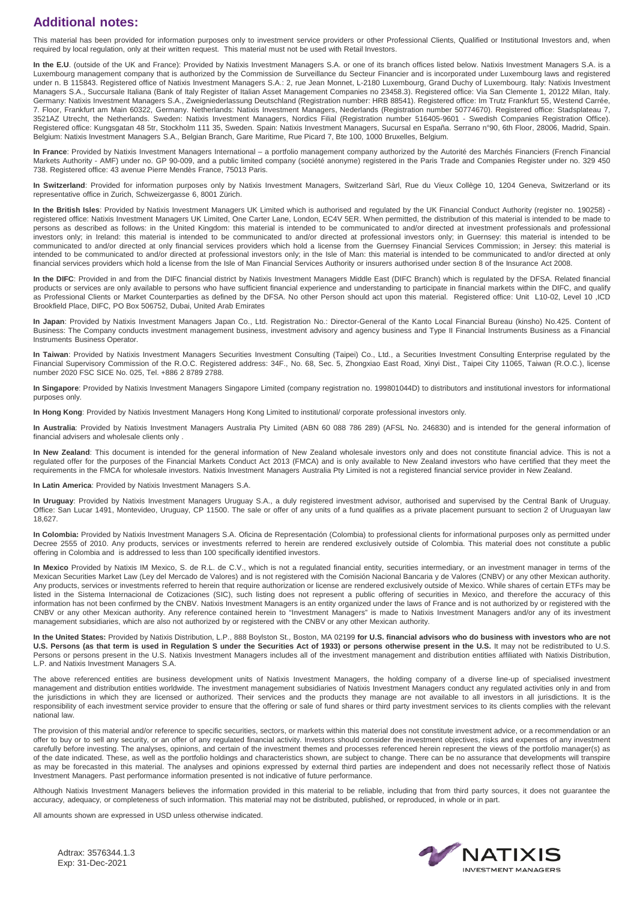## Additional notes:

This material has been provided for information purposes only to investment service providers or other Professional Clients, Qualified or Institutional Investors and, when required by local regulation, only at their written request. This material must not be used with Retail Investors.

**In the E.U**. (outside of the UK and France): Provided by Natixis Investment Managers S.A. or one of its branch offices listed below. Natixis Investment Managers S.A. is a Luxembourg management company that is authorized by the Commission de Surveillance du Secteur Financier and is incorporated under Luxembourg laws and registered under n. B 115843. Registered office of Natixis Investment Managers S.A.: 2, rue Jean Monnet, L-2180 Luxembourg, Grand Duchy of Luxembourg. Italy: Natixis Investment Managers S.A., Succursale Italiana (Bank of Italy Register of Italian Asset Management Companies no 23458.3). Registered office: Via San Clemente 1, 20122 Milan, Italy. Germany: Natixis Investment Managers S.A., Zweigniederlassung Deutschland (Registration number: HRB 88541). Registered office: Im Trutz Frankfurt 55, Westend Carrée, 7. Floor, Frankfurt am Main 60322, Germany. Netherlands: Natixis Investment Managers, Nederlands (Registration number 50774670). Registered office: Stadsplateau 7, 3521AZ Utrecht, the Netherlands. Sweden: Natixis Investment Managers, Nordics Filial (Registration number 516405-9601 - Swedish Companies Registration Office). Registered office: Kungsgatan 48 5tr, Stockholm 111 35, Sweden. Spain: Natixis Investment Managers, Sucursal en España. Serrano n°90, 6th Floor, 28006, Madrid, Spain. Belgium: Natixis Investment Managers S.A., Belgian Branch, Gare Maritime, Rue Picard 7, Bte 100, 1000 Bruxelles, Belgium.

**In France**: Provided by Natixis Investment Managers International – a portfolio management company authorized by the Autorité des Marchés Financiers (French Financial Markets Authority - AMF) under no. GP 90-009, and a public limited company (société anonyme) registered in the Paris Trade and Companies Register under no. 329 450 738. Registered office: 43 avenue Pierre Mendès France, 75013 Paris.

**In Switzerland**: Provided for information purposes only by Natixis Investment Managers, Switzerland Sàrl, Rue du Vieux Collège 10, 1204 Geneva, Switzerland or its representative office in Zurich, Schweizergasse 6, 8001 Zürich.

**In the British Isles**: Provided by Natixis Investment Managers UK Limited which is authorised and regulated by the UK Financial Conduct Authority (register no. 190258) - registered office: Natixis Investment Managers UK Limited, One Carter Lane, London, EC4V 5ER. When permitted, the distribution of this material is intended to be made to persons as described as follows: in the United Kingdom: this material is intended to be communicated to and/or directed at investment professionals and professional investors only; in Ireland: this material is intended to be communicated to and/or directed at professional investors only; in Guernsey: this material is intended to be communicated to and/or directed at only financial services providers which hold a license from the Guernsey Financial Services Commission; in Jersey: this material is intended to be communicated to and/or directed at professional investors only; in the Isle of Man: this material is intended to be communicated to and/or directed at only financial services providers which hold a license from the Isle of Man Financial Services Authority or insurers authorised under section 8 of the Insurance Act 2008.

**In the DIFC**: Provided in and from the DIFC financial district by Natixis Investment Managers Middle East (DIFC Branch) which is regulated by the DFSA. Related financial products or services are only available to persons who have sufficient financial experience and understanding to participate in financial markets within the DIFC, and qualify as Professional Clients or Market Counterparties as defined by the DFSA. No other Person should act upon this material. Registered office: Unit L10-02, Level 10 ,ICD Brookfield Place, DIFC, PO Box 506752, Dubai, United Arab Emirates

**In Japan**: Provided by Natixis Investment Managers Japan Co., Ltd. Registration No.: Director-General of the Kanto Local Financial Bureau (kinsho) No.425. Content of Business: The Company conducts investment management business, investment advisory and agency business and Type II Financial Instruments Business as a Financial Instruments Business Operator.

**In Taiwan**: Provided by Natixis Investment Managers Securities Investment Consulting (Taipei) Co., Ltd., a Securities Investment Consulting Enterprise regulated by the Financial Supervisory Commission of the R.O.C. Registered address: 34F., No. 68, Sec. 5, Zhongxiao East Road, Xinyi Dist., Taipei City 11065, Taiwan (R.O.C.), license number 2020 FSC SICE No. 025, Tel. +886 2 8789 2788.

**In Singapore**: Provided by Natixis Investment Managers Singapore Limited (company registration no. 199801044D) to distributors and institutional investors for informational purposes only.

**In Hong Kong**: Provided by Natixis Investment Managers Hong Kong Limited to institutional/ corporate professional investors only.

**In Australia**: Provided by Natixis Investment Managers Australia Pty Limited (ABN 60 088 786 289) (AFSL No. 246830) and is intended for the general information of financial advisers and wholesale clients only .

**In New Zealand**: This document is intended for the general information of New Zealand wholesale investors only and does not constitute financial advice. This is not a regulated offer for the purposes of the Financial Markets Conduct Act 2013 (FMCA) and is only available to New Zealand investors who have certified that they meet the requirements in the FMCA for wholesale investors. Natixis Investment Managers Australia Pty Limited is not a registered financial service provider in New Zealand.

**In Latin America**: Provided by Natixis Investment Managers S.A.

**In Uruguay**: Provided by Natixis Investment Managers Uruguay S.A., a duly registered investment advisor, authorised and supervised by the Central Bank of Uruguay. Office: San Lucar 1491, Montevideo, Uruguay, CP 11500. The sale or offer of any units of a fund qualifies as a private placement pursuant to section 2 of Uruguayan law 18,627.

**In Colombia:** Provided by Natixis Investment Managers S.A. Oficina de Representación (Colombia) to professional clients for informational purposes only as permitted under Decree 2555 of 2010. Any products, services or investments referred to herein are rendered exclusively outside of Colombia. This material does not constitute a public offering in Colombia and is addressed to less than 100 specifically identified investors.

**In Mexico** Provided by Natixis IM Mexico, S. de R.L. de C.V., which is not a regulated financial entity, securities intermediary, or an investment manager in terms of the Mexican Securities Market Law (Ley del Mercado de Valores) and is not registered with the Comisión Nacional Bancaria y de Valores (CNBV) or any other Mexican authority. Any products, services or investments referred to herein that require authorization or license are rendered exclusively outside of Mexico. While shares of certain ETFs may be listed in the Sistema Internacional de Cotizaciones (SIC), such listing does not represent a public offering of securities in Mexico, and therefore the accuracy of this information has not been confirmed by the CNBV. Natixis Investment Managers is an entity organized under the laws of France and is not authorized by or registered with the CNBV or any other Mexican authority. Any reference contained herein to "Investment Managers" is made to Natixis Investment Managers and/or any of its investment management subsidiaries, which are also not authorized by or registered with the CNBV or any other Mexican authority.

**In the United States:** Provided by Natixis Distribution, L.P., 888 Boylston St., Boston, MA 02199 **for U.S. financial advisors who do business with investors who are not U.S. Persons (as that term is used in Regulation S under the Securities Act of 1933) or persons otherwise present in the U.S.** It may not be redistributed to U.S. Persons or persons present in the U.S. Natixis Investment Managers includes all of the investment management and distribution entities affiliated with Natixis Distribution, L.P. and Natixis Investment Managers S.A.

The above referenced entities are business development units of Natixis Investment Managers, the holding company of a diverse line-up of specialised investment management and distribution entities worldwide. The investment management subsidiaries of Natixis Investment Managers conduct any regulated activities only in and from the jurisdictions in which they are licensed or authorized. Their services and the products they manage are not available to all investors in all jurisdictions. It is the responsibility of each investment service provider to ensure that the offering or sale of fund shares or third party investment services to its clients complies with the relevant national law.

The provision of this material and/or reference to specific securities, sectors, or markets within this material does not constitute investment advice, or a recommendation or an offer to buy or to sell any security, or an offer of any regulated financial activity. Investors should consider the investment objectives, risks and expenses of any investment carefully before investing. The analyses, opinions, and certain of the investment themes and processes referenced herein represent the views of the portfolio manager(s) as of the date indicated. These, as well as the portfolio holdings and characteristics shown, are subject to change. There can be no assurance that developments will transpire as may be forecasted in this material. The analyses and opinions expressed by external third parties are independent and does not necessarily reflect those of Natixis Investment Managers. Past performance information presented is not indicative of future performance.

Although Natixis Investment Managers believes the information provided in this material to be reliable, including that from third party sources, it does not guarantee the accuracy, adequacy, or completeness of such information. This material may not be distributed, published, or reproduced, in whole or in part.

All amounts shown are expressed in USD unless otherwise indicated.

Adtrax: 3576344.1.3
Exp: 31-Dec-2021

NATIXIS INVESTMENT MANAGERS